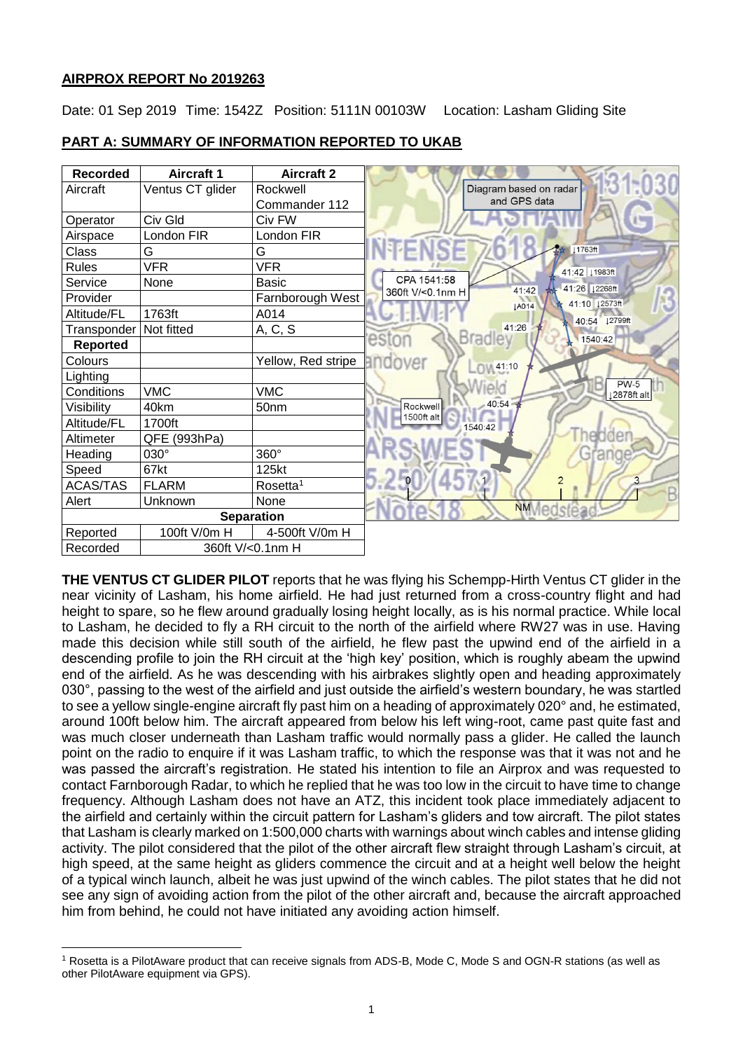# AIRPROX REPORT No 2019263

Date: 01 Sep 2019 Time: 1542Z Position: 5111N 00103W Location: Lasham Gliding Site

## PART A: SUMMARY OF INFORMATION REPORTED TO UKAB

| Recorded | Aircraft 1 | Aircraft 2 |
|---|---|---|
| Aircraft | Ventus CT glider | Rockwell Commander 112 |
| Operator | Civ Gld | Civ FW |
| Airspace | London FIR | London FIR |
| Class | G | G |
| Rules | VFR | VFR |
| Service | None | Basic |
| Provider | | Farnborough West |
| Altitude/FL | 1763ft | A014 |
| Transponder | Not fitted | A, C, S |
| **Reported** | | |
| Colours | | Yellow, Red stripe |
| Lighting | | |
| Conditions | VMC | VMC |
| Visibility | 40km | 50nm |
| Altitude/FL | 1700ft | |
| Altimeter | QFE (993hPa) | |
| Heading | 030° | 360° |
| Speed | 67kt | 125kt |
| ACAS/TAS | FLARM | Rosetta[1] |
| Alert | Unknown | None |
| **Separation** | | |
| Reported | 100ft V/0m H | 4-500ft V/0m H |
| Recorded | 360ft V/<0.1nm H | |

Diagram based on radar and GPS data

CPA 1541:58 360ft V/<0.1nm H

**THE VENTUS CT GLIDER PILOT** reports that he was flying his Schempp-Hirth Ventus CT glider in the near vicinity of Lasham, his home airfield. He had just returned from a cross-country flight and had height to spare, so he flew around gradually losing height locally, as is his normal practice. While local to Lasham, he decided to fly a RH circuit to the north of the airfield where RW27 was in use. Having made this decision while still south of the airfield, he flew past the upwind end of the airfield in a descending profile to join the RH circuit at the 'high key' position, which is roughly abeam the upwind end of the airfield. As he was descending with his airbrakes slightly open and heading approximately 030°, passing to the west of the airfield and just outside the airfield's western boundary, he was startled to see a yellow single-engine aircraft fly past him on a heading of approximately 020° and, he estimated, around 100ft below him. The aircraft appeared from below his left wing-root, came past quite fast and was much closer underneath than Lasham traffic would normally pass a glider. He called the launch point on the radio to enquire if it was Lasham traffic, to which the response was that it was not and he was passed the aircraft's registration. He stated his intention to file an Airprox and was requested to contact Farnborough Radar, to which he replied that he was too low in the circuit to have time to change frequency. Although Lasham does not have an ATZ, this incident took place immediately adjacent to the airfield and certainly within the circuit pattern for Lasham's gliders and tow aircraft. The pilot states that Lasham is clearly marked on 1:500,000 charts with warnings about winch cables and intense gliding activity. The pilot considered that the pilot of the other aircraft flew straight through Lasham's circuit, at high speed, at the same height as gliders commence the circuit and at a height well below the height of a typical winch launch, albeit he was just upwind of the winch cables. The pilot states that he did not see any sign of avoiding action from the pilot of the other aircraft and, because the aircraft approached him from behind, he could not have initiated any avoiding action himself.

[1] Rosetta is a PilotAware product that can receive signals from ADS-B, Mode C, Mode S and OGN-R stations (as well as other PilotAware equipment via GPS).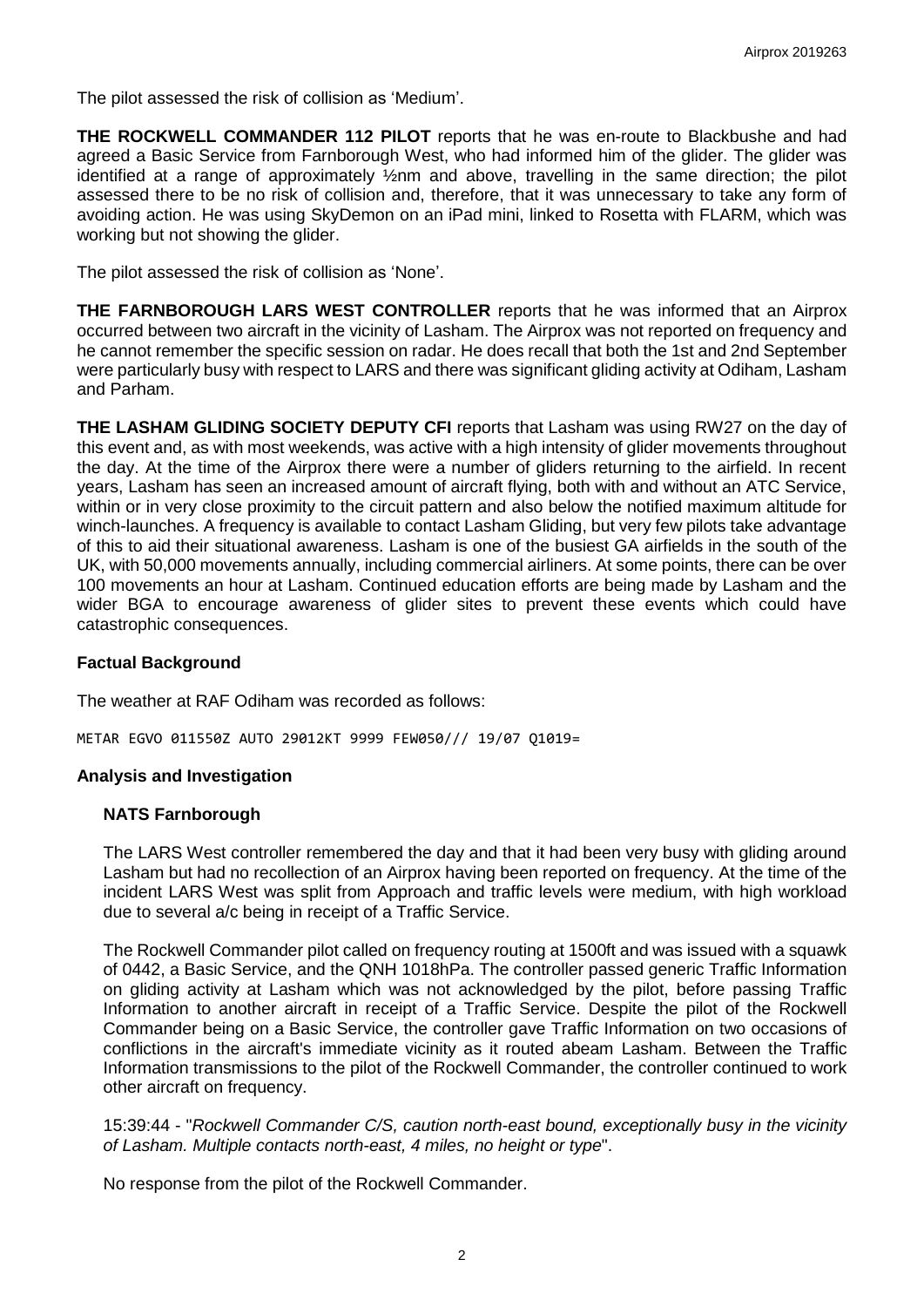The pilot assessed the risk of collision as 'Medium'.

**THE ROCKWELL COMMANDER 112 PILOT** reports that he was en-route to Blackbushe and had agreed a Basic Service from Farnborough West, who had informed him of the glider. The glider was identified at a range of approximately ½nm and above, travelling in the same direction; the pilot assessed there to be no risk of collision and, therefore, that it was unnecessary to take any form of avoiding action. He was using SkyDemon on an iPad mini, linked to Rosetta with FLARM, which was working but not showing the glider.

The pilot assessed the risk of collision as 'None'.

**THE FARNBOROUGH LARS WEST CONTROLLER** reports that he was informed that an Airprox occurred between two aircraft in the vicinity of Lasham. The Airprox was not reported on frequency and he cannot remember the specific session on radar. He does recall that both the 1st and 2nd September were particularly busy with respect to LARS and there was significant gliding activity at Odiham, Lasham and Parham.

**THE LASHAM GLIDING SOCIETY DEPUTY CFI** reports that Lasham was using RW27 on the day of this event and, as with most weekends, was active with a high intensity of glider movements throughout the day. At the time of the Airprox there were a number of gliders returning to the airfield. In recent years, Lasham has seen an increased amount of aircraft flying, both with and without an ATC Service, within or in very close proximity to the circuit pattern and also below the notified maximum altitude for winch-launches. A frequency is available to contact Lasham Gliding, but very few pilots take advantage of this to aid their situational awareness. Lasham is one of the busiest GA airfields in the south of the UK, with 50,000 movements annually, including commercial airliners. At some points, there can be over 100 movements an hour at Lasham. Continued education efforts are being made by Lasham and the wider BGA to encourage awareness of glider sites to prevent these events which could have catastrophic consequences.

## Factual Background

The weather at RAF Odiham was recorded as follows:

```
METAR EGVO 011550Z AUTO 29012KT 9999 FEW050/// 19/07 Q1019=
```

## Analysis and Investigation

### NATS Farnborough

The LARS West controller remembered the day and that it had been very busy with gliding around Lasham but had no recollection of an Airprox having been reported on frequency. At the time of the incident LARS West was split from Approach and traffic levels were medium, with high workload due to several a/c being in receipt of a Traffic Service.

The Rockwell Commander pilot called on frequency routing at 1500ft and was issued with a squawk of 0442, a Basic Service, and the QNH 1018hPa. The controller passed generic Traffic Information on gliding activity at Lasham which was not acknowledged by the pilot, before passing Traffic Information to another aircraft in receipt of a Traffic Service. Despite the pilot of the Rockwell Commander being on a Basic Service, the controller gave Traffic Information on two occasions of conflictions in the aircraft's immediate vicinity as it routed abeam Lasham. Between the Traffic Information transmissions to the pilot of the Rockwell Commander, the controller continued to work other aircraft on frequency.

15:39:44 - "*Rockwell Commander C/S, caution north-east bound, exceptionally busy in the vicinity of Lasham. Multiple contacts north-east, 4 miles, no height or type*".

No response from the pilot of the Rockwell Commander.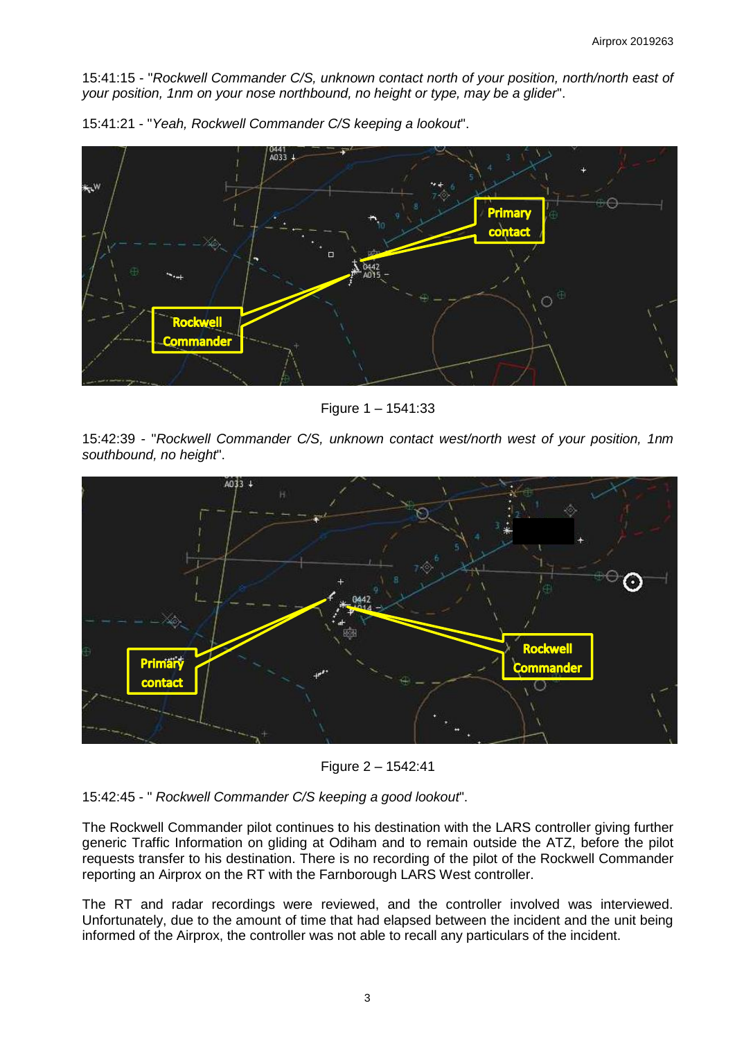15:41:15 - "*Rockwell Commander C/S, unknown contact north of your position, north/north east of your position, 1nm on your nose northbound, no height or type, may be a glider*".

15:41:21 - "*Yeah, Rockwell Commander C/S keeping a lookout*".

Figure 1 – 1541:33

15:42:39 - "*Rockwell Commander C/S, unknown contact west/north west of your position, 1nm southbound, no height*".

Figure 2 – 1542:41

15:42:45 - " *Rockwell Commander C/S keeping a good lookout*".

The Rockwell Commander pilot continues to his destination with the LARS controller giving further generic Traffic Information on gliding at Odiham and to remain outside the ATZ, before the pilot requests transfer to his destination. There is no recording of the pilot of the Rockwell Commander reporting an Airprox on the RT with the Farnborough LARS West controller.

The RT and radar recordings were reviewed, and the controller involved was interviewed. Unfortunately, due to the amount of time that had elapsed between the incident and the unit being informed of the Airprox, the controller was not able to recall any particulars of the incident.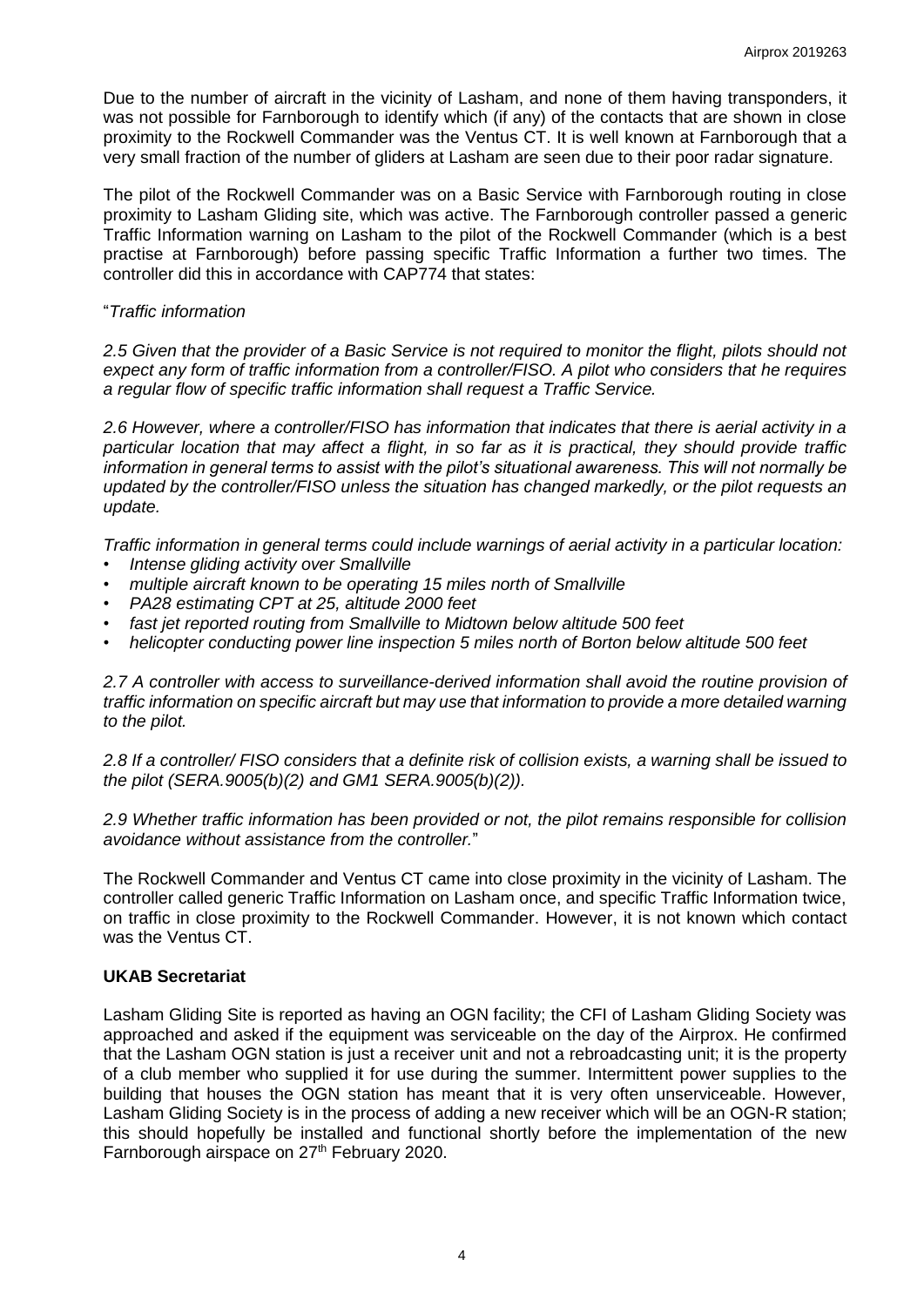Due to the number of aircraft in the vicinity of Lasham, and none of them having transponders, it was not possible for Farnborough to identify which (if any) of the contacts that are shown in close proximity to the Rockwell Commander was the Ventus CT. It is well known at Farnborough that a very small fraction of the number of gliders at Lasham are seen due to their poor radar signature.

The pilot of the Rockwell Commander was on a Basic Service with Farnborough routing in close proximity to Lasham Gliding site, which was active. The Farnborough controller passed a generic Traffic Information warning on Lasham to the pilot of the Rockwell Commander (which is a best practise at Farnborough) before passing specific Traffic Information a further two times. The controller did this in accordance with CAP774 that states:

"*Traffic information*

*2.5 Given that the provider of a Basic Service is not required to monitor the flight, pilots should not expect any form of traffic information from a controller/FISO. A pilot who considers that he requires a regular flow of specific traffic information shall request a Traffic Service.*

*2.6 However, where a controller/FISO has information that indicates that there is aerial activity in a particular location that may affect a flight, in so far as it is practical, they should provide traffic information in general terms to assist with the pilot's situational awareness. This will not normally be updated by the controller/FISO unless the situation has changed markedly, or the pilot requests an update.*

*Traffic information in general terms could include warnings of aerial activity in a particular location:*

- *Intense gliding activity over Smallville*
- *multiple aircraft known to be operating 15 miles north of Smallville*
- *PA28 estimating CPT at 25, altitude 2000 feet*
- *fast jet reported routing from Smallville to Midtown below altitude 500 feet*
- *helicopter conducting power line inspection 5 miles north of Borton below altitude 500 feet*

*2.7 A controller with access to surveillance-derived information shall avoid the routine provision of traffic information on specific aircraft but may use that information to provide a more detailed warning to the pilot.*

*2.8 If a controller/ FISO considers that a definite risk of collision exists, a warning shall be issued to the pilot (SERA.9005(b)(2) and GM1 SERA.9005(b)(2)).*

*2.9 Whether traffic information has been provided or not, the pilot remains responsible for collision avoidance without assistance from the controller.*"

The Rockwell Commander and Ventus CT came into close proximity in the vicinity of Lasham. The controller called generic Traffic Information on Lasham once, and specific Traffic Information twice, on traffic in close proximity to the Rockwell Commander. However, it is not known which contact was the Ventus CT.

### UKAB Secretariat

Lasham Gliding Site is reported as having an OGN facility; the CFI of Lasham Gliding Society was approached and asked if the equipment was serviceable on the day of the Airprox. He confirmed that the Lasham OGN station is just a receiver unit and not a rebroadcasting unit; it is the property of a club member who supplied it for use during the summer. Intermittent power supplies to the building that houses the OGN station has meant that it is very often unserviceable. However, Lasham Gliding Society is in the process of adding a new receiver which will be an OGN-R station; this should hopefully be installed and functional shortly before the implementation of the new Farnborough airspace on 27th February 2020.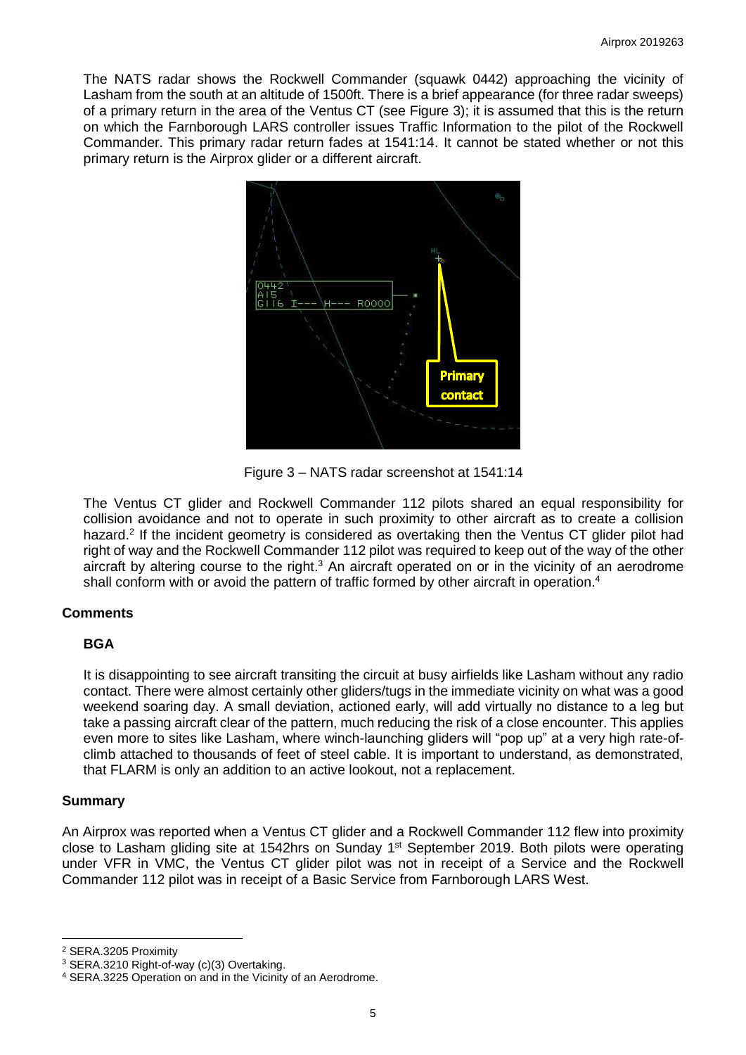The NATS radar shows the Rockwell Commander (squawk 0442) approaching the vicinity of Lasham from the south at an altitude of 1500ft. There is a brief appearance (for three radar sweeps) of a primary return in the area of the Ventus CT (see Figure 3); it is assumed that this is the return on which the Farnborough LARS controller issues Traffic Information to the pilot of the Rockwell Commander. This primary radar return fades at 1541:14. It cannot be stated whether or not this primary return is the Airprox glider or a different aircraft.

Figure 3 – NATS radar screenshot at 1541:14

The Ventus CT glider and Rockwell Commander 112 pilots shared an equal responsibility for collision avoidance and not to operate in such proximity to other aircraft as to create a collision hazard.[2] If the incident geometry is considered as overtaking then the Ventus CT glider pilot had right of way and the Rockwell Commander 112 pilot was required to keep out of the way of the other aircraft by altering course to the right.[3] An aircraft operated on or in the vicinity of an aerodrome shall conform with or avoid the pattern of traffic formed by other aircraft in operation.[4]

## Comments

### BGA

It is disappointing to see aircraft transiting the circuit at busy airfields like Lasham without any radio contact. There were almost certainly other gliders/tugs in the immediate vicinity on what was a good weekend soaring day. A small deviation, actioned early, will add virtually no distance to a leg but take a passing aircraft clear of the pattern, much reducing the risk of a close encounter. This applies even more to sites like Lasham, where winch-launching gliders will "pop up" at a very high rate-of-climb attached to thousands of feet of steel cable. It is important to understand, as demonstrated, that FLARM is only an addition to an active lookout, not a replacement.

## Summary

An Airprox was reported when a Ventus CT glider and a Rockwell Commander 112 flew into proximity close to Lasham gliding site at 1542hrs on Sunday 1st September 2019. Both pilots were operating under VFR in VMC, the Ventus CT glider pilot was not in receipt of a Service and the Rockwell Commander 112 pilot was in receipt of a Basic Service from Farnborough LARS West.

---

[2] SERA.3205 Proximity

[3] SERA.3210 Right-of-way (c)(3) Overtaking.

[4] SERA.3225 Operation on and in the Vicinity of an Aerodrome.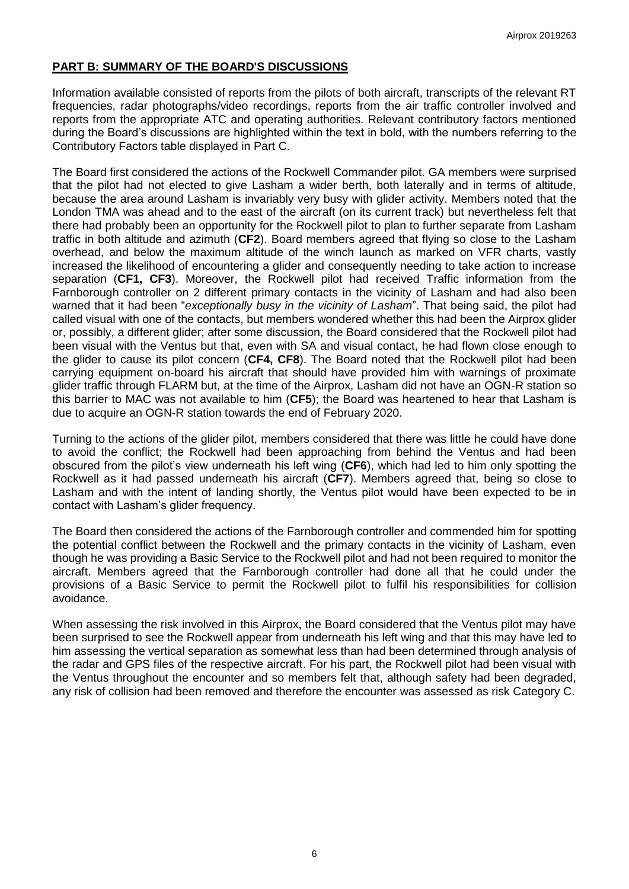## PART B: SUMMARY OF THE BOARD'S DISCUSSIONS

Information available consisted of reports from the pilots of both aircraft, transcripts of the relevant RT frequencies, radar photographs/video recordings, reports from the air traffic controller involved and reports from the appropriate ATC and operating authorities. Relevant contributory factors mentioned during the Board's discussions are highlighted within the text in bold, with the numbers referring to the Contributory Factors table displayed in Part C.

The Board first considered the actions of the Rockwell Commander pilot. GA members were surprised that the pilot had not elected to give Lasham a wider berth, both laterally and in terms of altitude, because the area around Lasham is invariably very busy with glider activity. Members noted that the London TMA was ahead and to the east of the aircraft (on its current track) but nevertheless felt that there had probably been an opportunity for the Rockwell pilot to plan to further separate from Lasham traffic in both altitude and azimuth (**CF2**). Board members agreed that flying so close to the Lasham overhead, and below the maximum altitude of the winch launch as marked on VFR charts, vastly increased the likelihood of encountering a glider and consequently needing to take action to increase separation (**CF1, CF3**). Moreover, the Rockwell pilot had received Traffic information from the Farnborough controller on 2 different primary contacts in the vicinity of Lasham and had also been warned that it had been "*exceptionally busy in the vicinity of Lasham*". That being said, the pilot had called visual with one of the contacts, but members wondered whether this had been the Airprox glider or, possibly, a different glider; after some discussion, the Board considered that the Rockwell pilot had been visual with the Ventus but that, even with SA and visual contact, he had flown close enough to the glider to cause its pilot concern (**CF4, CF8**). The Board noted that the Rockwell pilot had been carrying equipment on-board his aircraft that should have provided him with warnings of proximate glider traffic through FLARM but, at the time of the Airprox, Lasham did not have an OGN-R station so this barrier to MAC was not available to him (**CF5**); the Board was heartened to hear that Lasham is due to acquire an OGN-R station towards the end of February 2020.

Turning to the actions of the glider pilot, members considered that there was little he could have done to avoid the conflict; the Rockwell had been approaching from behind the Ventus and had been obscured from the pilot's view underneath his left wing (**CF6**), which had led to him only spotting the Rockwell as it had passed underneath his aircraft (**CF7**). Members agreed that, being so close to Lasham and with the intent of landing shortly, the Ventus pilot would have been expected to be in contact with Lasham's glider frequency.

The Board then considered the actions of the Farnborough controller and commended him for spotting the potential conflict between the Rockwell and the primary contacts in the vicinity of Lasham, even though he was providing a Basic Service to the Rockwell pilot and had not been required to monitor the aircraft. Members agreed that the Farnborough controller had done all that he could under the provisions of a Basic Service to permit the Rockwell pilot to fulfil his responsibilities for collision avoidance.

When assessing the risk involved in this Airprox, the Board considered that the Ventus pilot may have been surprised to see the Rockwell appear from underneath his left wing and that this may have led to him assessing the vertical separation as somewhat less than had been determined through analysis of the radar and GPS files of the respective aircraft. For his part, the Rockwell pilot had been visual with the Ventus throughout the encounter and so members felt that, although safety had been degraded, any risk of collision had been removed and therefore the encounter was assessed as risk Category C.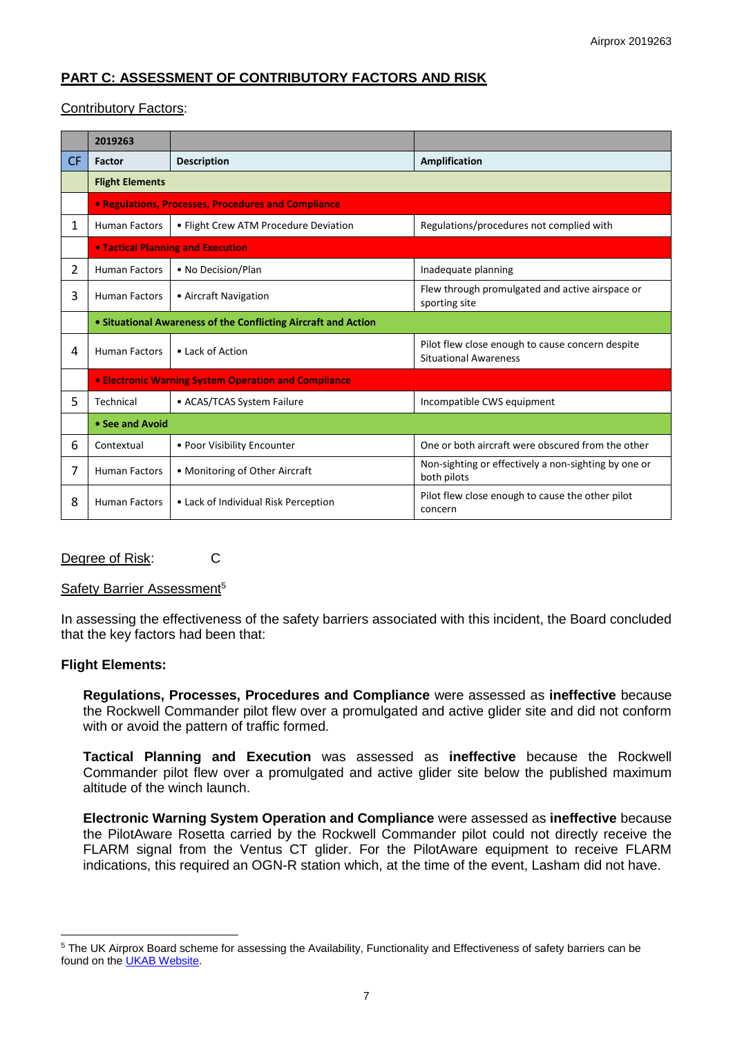## PART C: ASSESSMENT OF CONTRIBUTORY FACTORS AND RISK

Contributory Factors:

| | 2019263 | | |
|---|---|---|---|
| CF | Factor | Description | Amplification |
| | **Flight Elements** | | |
| | • Regulations, Processes, Procedures and Compliance | | |
| 1 | Human Factors | • Flight Crew ATM Procedure Deviation | Regulations/procedures not complied with |
| | • Tactical Planning and Execution | | |
| 2 | Human Factors | • No Decision/Plan | Inadequate planning |
| 3 | Human Factors | • Aircraft Navigation | Flew through promulgated and active airspace or sporting site |
| | • Situational Awareness of the Conflicting Aircraft and Action | | |
| 4 | Human Factors | • Lack of Action | Pilot flew close enough to cause concern despite Situational Awareness |
| | • Electronic Warning System Operation and Compliance | | |
| 5 | Technical | • ACAS/TCAS System Failure | Incompatible CWS equipment |
| | • See and Avoid | | |
| 6 | Contextual | • Poor Visibility Encounter | One or both aircraft were obscured from the other |
| 7 | Human Factors | • Monitoring of Other Aircraft | Non-sighting or effectively a non-sighting by one or both pilots |
| 8 | Human Factors | • Lack of Individual Risk Perception | Pilot flew close enough to cause the other pilot concern |

Degree of Risk: C

Safety Barrier Assessment[5]

In assessing the effectiveness of the safety barriers associated with this incident, the Board concluded that the key factors had been that:

**Flight Elements:**

**Regulations, Processes, Procedures and Compliance** were assessed as **ineffective** because the Rockwell Commander pilot flew over a promulgated and active glider site and did not conform with or avoid the pattern of traffic formed.

**Tactical Planning and Execution** was assessed as **ineffective** because the Rockwell Commander pilot flew over a promulgated and active glider site below the published maximum altitude of the winch launch.

**Electronic Warning System Operation and Compliance** were assessed as **ineffective** because the PilotAware Rosetta carried by the Rockwell Commander pilot could not directly receive the FLARM signal from the Ventus CT glider. For the PilotAware equipment to receive FLARM indications, this required an OGN-R station which, at the time of the event, Lasham did not have.

---

[5] The UK Airprox Board scheme for assessing the Availability, Functionality and Effectiveness of safety barriers can be found on the UKAB Website.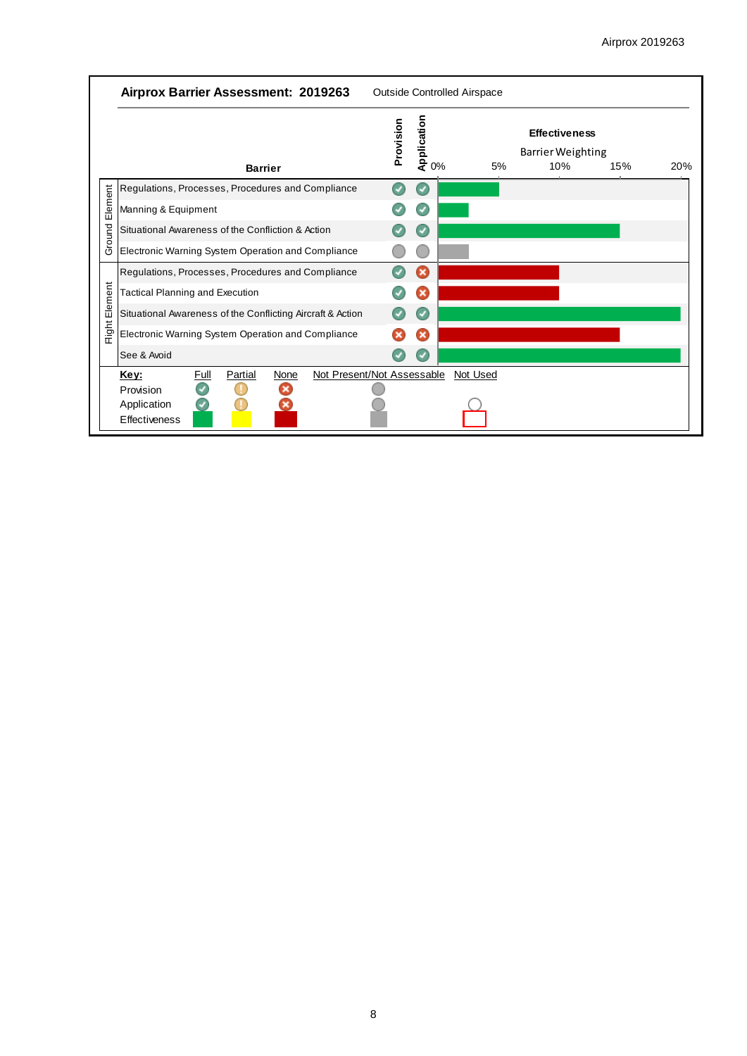**Airprox Barrier Assessment: 2019263** Outside Controlled Airspace

Provision
Application

Effectiveness
Barrier Weighting
0% 5% 10% 15% 20%

Barrier

Ground Element
Regulations, Processes, Procedures and Compliance
Manning & Equipment
Situational Awareness of the Confliction & Action
Electronic Warning System Operation and Compliance

Flight Element
Regulations, Processes, Procedures and Compliance
Tactical Planning and Execution
Situational Awareness of the Conflicting Aircraft & Action
Electronic Warning System Operation and Compliance
See & Avoid

Key: Full Partial None Not Present/Not Assessable Not Used
Provision
Application
Effectiveness